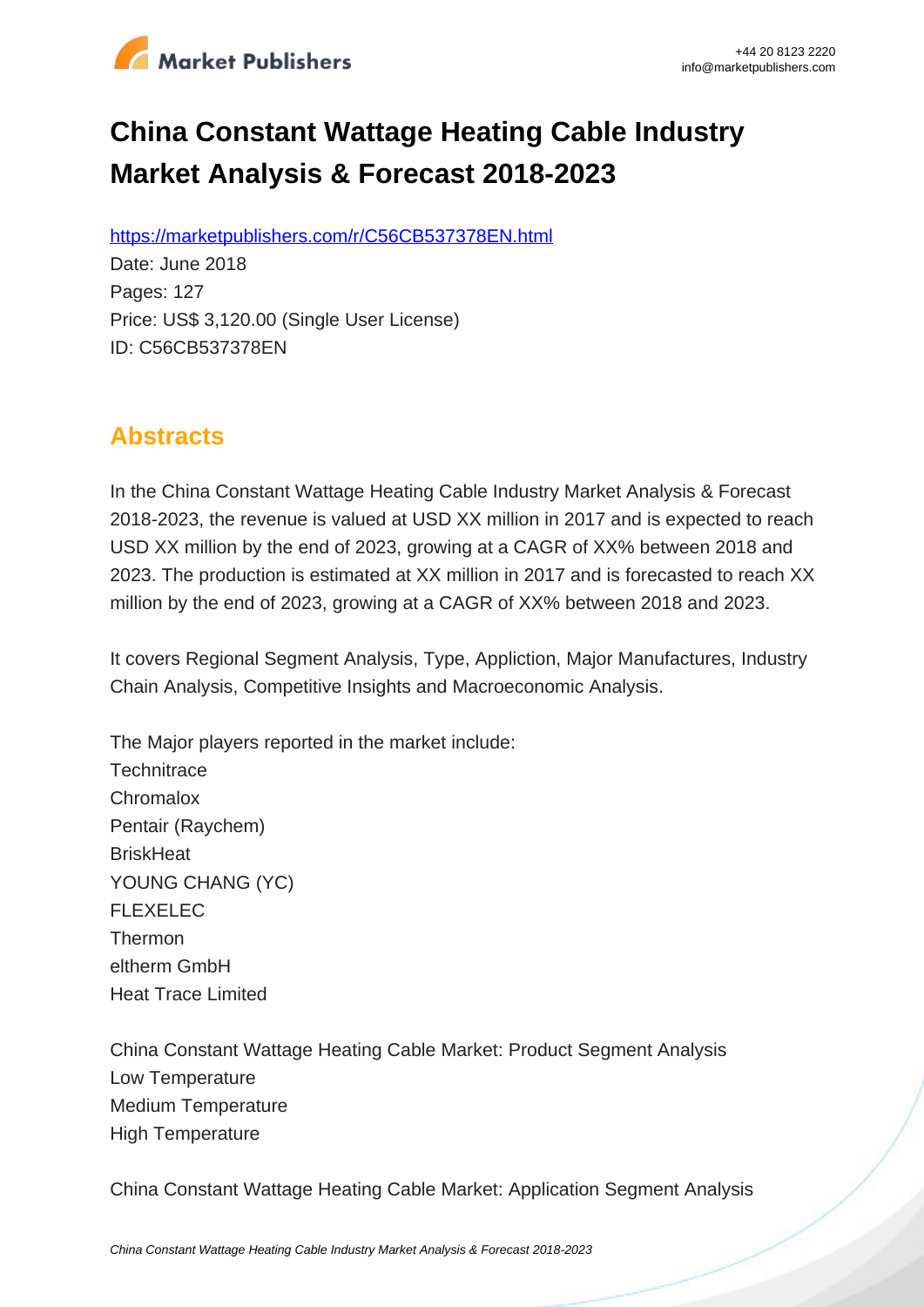# China Constant Wattage Heating Cable Industry Market Analysis & Forecast 2018-2023

https://marketpublishers.com/r/C56CB537378EN.html

Date: June 2018

Pages: 127

Price: US$ 3,120.00 (Single User License)

ID: C56CB537378EN

## Abstracts

In the China Constant Wattage Heating Cable Industry Market Analysis & Forecast 2018-2023, the revenue is valued at USD XX million in 2017 and is expected to reach USD XX million by the end of 2023, growing at a CAGR of XX% between 2018 and 2023. The production is estimated at XX million in 2017 and is forecasted to reach XX million by the end of 2023, growing at a CAGR of XX% between 2018 and 2023.

It covers Regional Segment Analysis, Type, Appliction, Major Manufactures, Industry Chain Analysis, Competitive Insights and Macroeconomic Analysis.

The Major players reported in the market include:
Technitrace
Chromalox
Pentair (Raychem)
BriskHeat
YOUNG CHANG (YC)
FLEXELEC
Thermon
eltherm GmbH
Heat Trace Limited

China Constant Wattage Heating Cable Market: Product Segment Analysis
Low Temperature
Medium Temperature
High Temperature

China Constant Wattage Heating Cable Market: Application Segment Analysis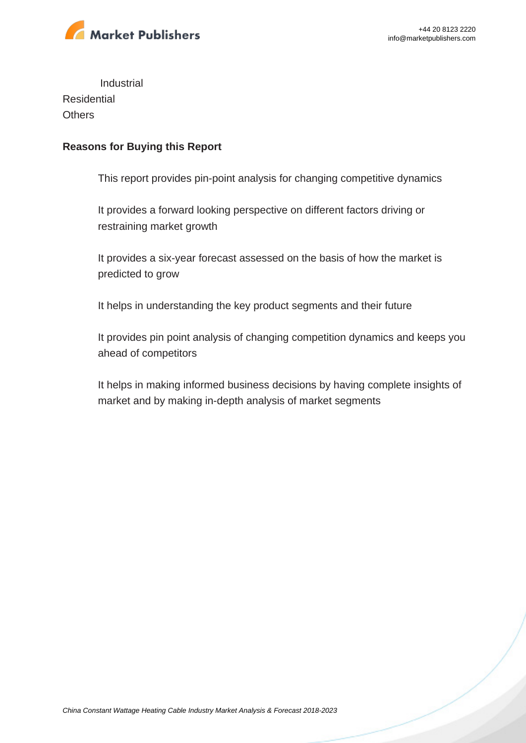Industrial
Residential
Others

**Reasons for Buying this Report**

This report provides pin-point analysis for changing competitive dynamics

It provides a forward looking perspective on different factors driving or restraining market growth

It provides a six-year forecast assessed on the basis of how the market is predicted to grow

It helps in understanding the key product segments and their future

It provides pin point analysis of changing competition dynamics and keeps you ahead of competitors

It helps in making informed business decisions by having complete insights of market and by making in-depth analysis of market segments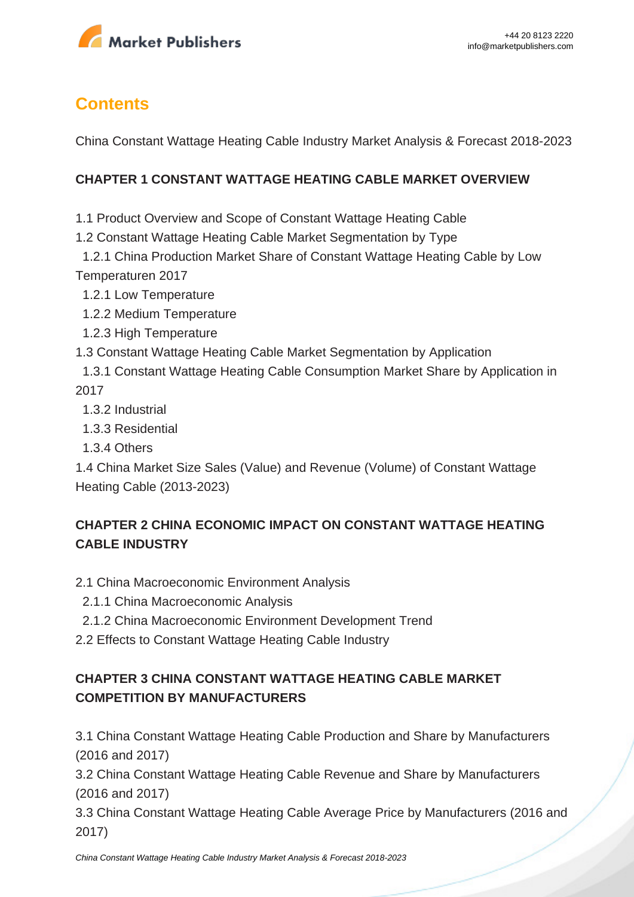## Contents

China Constant Wattage Heating Cable Industry Market Analysis & Forecast 2018-2023

### CHAPTER 1 CONSTANT WATTAGE HEATING CABLE MARKET OVERVIEW

1.1 Product Overview and Scope of Constant Wattage Heating Cable
1.2 Constant Wattage Heating Cable Market Segmentation by Type
  1.2.1 China Production Market Share of Constant Wattage Heating Cable by Low Temperaturen 2017
  1.2.1 Low Temperature
  1.2.2 Medium Temperature
  1.2.3 High Temperature
1.3 Constant Wattage Heating Cable Market Segmentation by Application
  1.3.1 Constant Wattage Heating Cable Consumption Market Share by Application in 2017
  1.3.2 Industrial
  1.3.3 Residential
  1.3.4 Others
1.4 China Market Size Sales (Value) and Revenue (Volume) of Constant Wattage Heating Cable (2013-2023)

### CHAPTER 2 CHINA ECONOMIC IMPACT ON CONSTANT WATTAGE HEATING CABLE INDUSTRY

2.1 China Macroeconomic Environment Analysis
  2.1.1 China Macroeconomic Analysis
  2.1.2 China Macroeconomic Environment Development Trend
2.2 Effects to Constant Wattage Heating Cable Industry

### CHAPTER 3 CHINA CONSTANT WATTAGE HEATING CABLE MARKET COMPETITION BY MANUFACTURERS

3.1 China Constant Wattage Heating Cable Production and Share by Manufacturers (2016 and 2017)
3.2 China Constant Wattage Heating Cable Revenue and Share by Manufacturers (2016 and 2017)
3.3 China Constant Wattage Heating Cable Average Price by Manufacturers (2016 and 2017)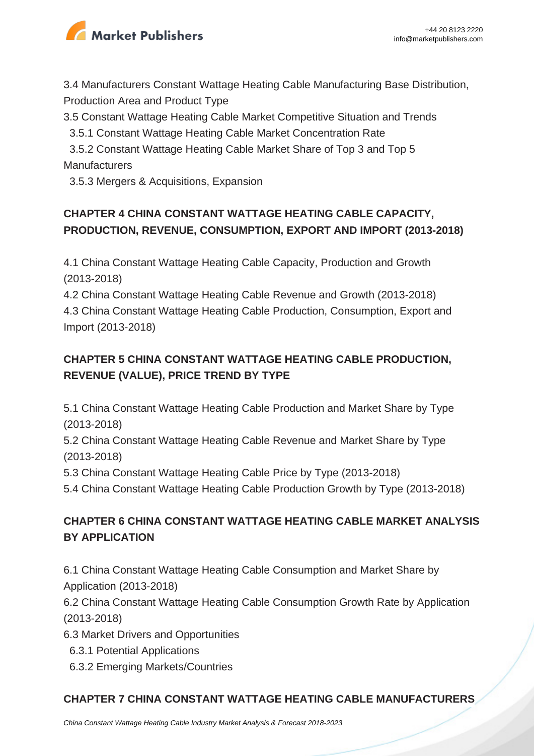3.4 Manufacturers Constant Wattage Heating Cable Manufacturing Base Distribution, Production Area and Product Type

3.5 Constant Wattage Heating Cable Market Competitive Situation and Trends

3.5.1 Constant Wattage Heating Cable Market Concentration Rate

3.5.2 Constant Wattage Heating Cable Market Share of Top 3 and Top 5 Manufacturers

3.5.3 Mergers & Acquisitions, Expansion

## CHAPTER 4 CHINA CONSTANT WATTAGE HEATING CABLE CAPACITY, PRODUCTION, REVENUE, CONSUMPTION, EXPORT AND IMPORT (2013-2018)

4.1 China Constant Wattage Heating Cable Capacity, Production and Growth (2013-2018)

4.2 China Constant Wattage Heating Cable Revenue and Growth (2013-2018)

4.3 China Constant Wattage Heating Cable Production, Consumption, Export and Import (2013-2018)

## CHAPTER 5 CHINA CONSTANT WATTAGE HEATING CABLE PRODUCTION, REVENUE (VALUE), PRICE TREND BY TYPE

5.1 China Constant Wattage Heating Cable Production and Market Share by Type (2013-2018)

5.2 China Constant Wattage Heating Cable Revenue and Market Share by Type (2013-2018)

5.3 China Constant Wattage Heating Cable Price by Type (2013-2018)

5.4 China Constant Wattage Heating Cable Production Growth by Type (2013-2018)

## CHAPTER 6 CHINA CONSTANT WATTAGE HEATING CABLE MARKET ANALYSIS BY APPLICATION

6.1 China Constant Wattage Heating Cable Consumption and Market Share by Application (2013-2018)

6.2 China Constant Wattage Heating Cable Consumption Growth Rate by Application (2013-2018)

6.3 Market Drivers and Opportunities

6.3.1 Potential Applications

6.3.2 Emerging Markets/Countries

## CHAPTER 7 CHINA CONSTANT WATTAGE HEATING CABLE MANUFACTURERS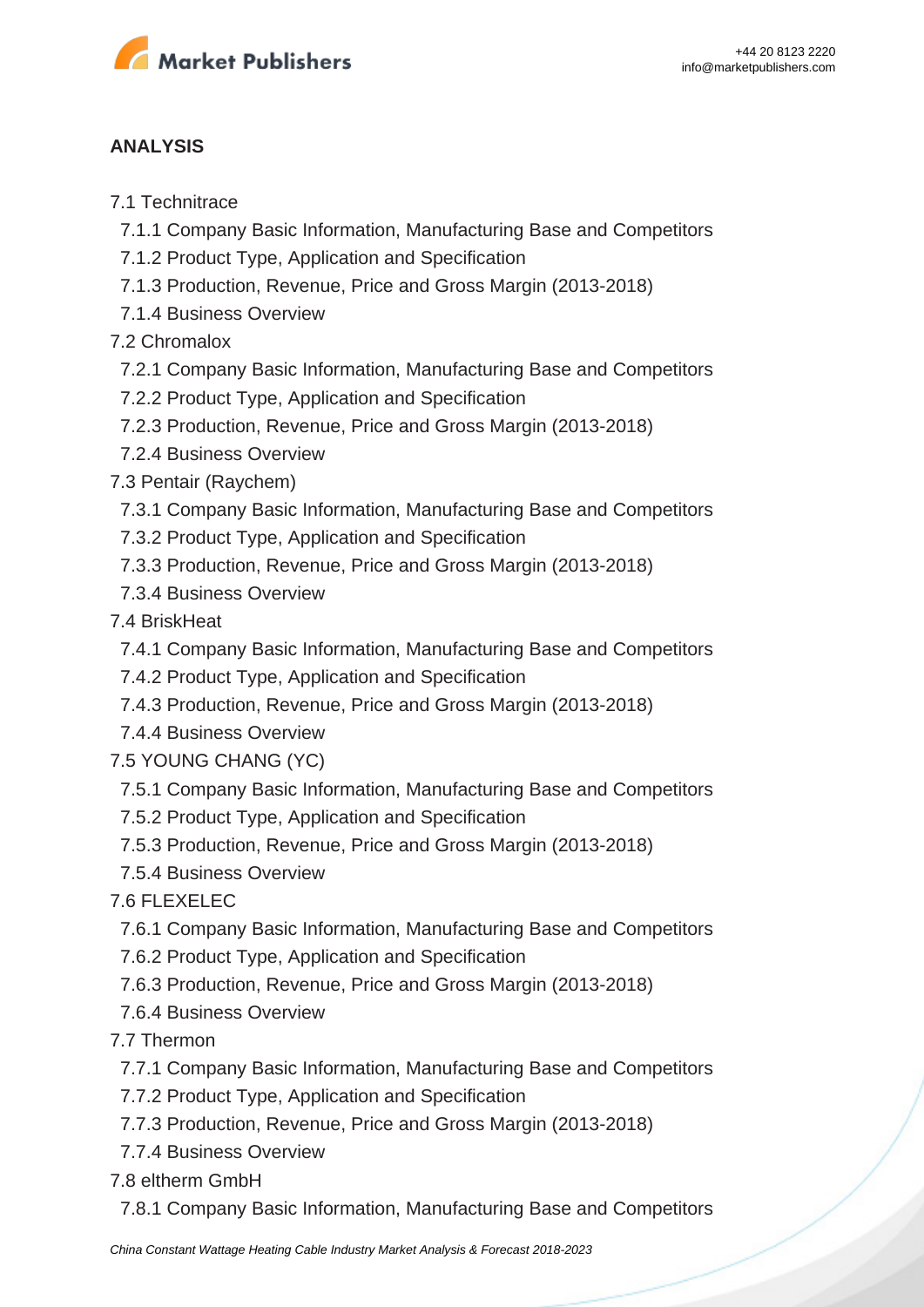**ANALYSIS**

7.1 Technitrace

- 7.1.1 Company Basic Information, Manufacturing Base and Competitors
- 7.1.2 Product Type, Application and Specification
- 7.1.3 Production, Revenue, Price and Gross Margin (2013-2018)
- 7.1.4 Business Overview

7.2 Chromalox

- 7.2.1 Company Basic Information, Manufacturing Base and Competitors
- 7.2.2 Product Type, Application and Specification
- 7.2.3 Production, Revenue, Price and Gross Margin (2013-2018)
- 7.2.4 Business Overview

7.3 Pentair (Raychem)

- 7.3.1 Company Basic Information, Manufacturing Base and Competitors
- 7.3.2 Product Type, Application and Specification
- 7.3.3 Production, Revenue, Price and Gross Margin (2013-2018)
- 7.3.4 Business Overview

7.4 BriskHeat

- 7.4.1 Company Basic Information, Manufacturing Base and Competitors
- 7.4.2 Product Type, Application and Specification
- 7.4.3 Production, Revenue, Price and Gross Margin (2013-2018)
- 7.4.4 Business Overview

7.5 YOUNG CHANG (YC)

- 7.5.1 Company Basic Information, Manufacturing Base and Competitors
- 7.5.2 Product Type, Application and Specification
- 7.5.3 Production, Revenue, Price and Gross Margin (2013-2018)
- 7.5.4 Business Overview

7.6 FLEXELEC

- 7.6.1 Company Basic Information, Manufacturing Base and Competitors
- 7.6.2 Product Type, Application and Specification
- 7.6.3 Production, Revenue, Price and Gross Margin (2013-2018)
- 7.6.4 Business Overview

7.7 Thermon

- 7.7.1 Company Basic Information, Manufacturing Base and Competitors
- 7.7.2 Product Type, Application and Specification
- 7.7.3 Production, Revenue, Price and Gross Margin (2013-2018)
- 7.7.4 Business Overview

7.8 eltherm GmbH

- 7.8.1 Company Basic Information, Manufacturing Base and Competitors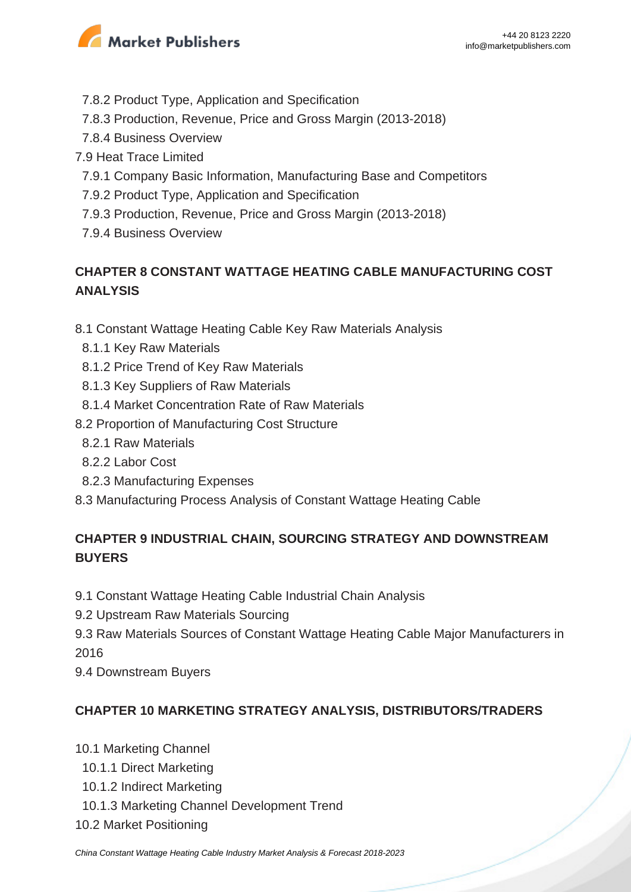7.8.2 Product Type, Application and Specification
7.8.3 Production, Revenue, Price and Gross Margin (2013-2018)
7.8.4 Business Overview

7.9 Heat Trace Limited
7.9.1 Company Basic Information, Manufacturing Base and Competitors
7.9.2 Product Type, Application and Specification
7.9.3 Production, Revenue, Price and Gross Margin (2013-2018)
7.9.4 Business Overview

## CHAPTER 8 CONSTANT WATTAGE HEATING CABLE MANUFACTURING COST ANALYSIS

8.1 Constant Wattage Heating Cable Key Raw Materials Analysis
8.1.1 Key Raw Materials
8.1.2 Price Trend of Key Raw Materials
8.1.3 Key Suppliers of Raw Materials
8.1.4 Market Concentration Rate of Raw Materials
8.2 Proportion of Manufacturing Cost Structure
8.2.1 Raw Materials
8.2.2 Labor Cost
8.2.3 Manufacturing Expenses
8.3 Manufacturing Process Analysis of Constant Wattage Heating Cable

## CHAPTER 9 INDUSTRIAL CHAIN, SOURCING STRATEGY AND DOWNSTREAM BUYERS

9.1 Constant Wattage Heating Cable Industrial Chain Analysis
9.2 Upstream Raw Materials Sourcing
9.3 Raw Materials Sources of Constant Wattage Heating Cable Major Manufacturers in 2016
9.4 Downstream Buyers

## CHAPTER 10 MARKETING STRATEGY ANALYSIS, DISTRIBUTORS/TRADERS

10.1 Marketing Channel
10.1.1 Direct Marketing
10.1.2 Indirect Marketing
10.1.3 Marketing Channel Development Trend
10.2 Market Positioning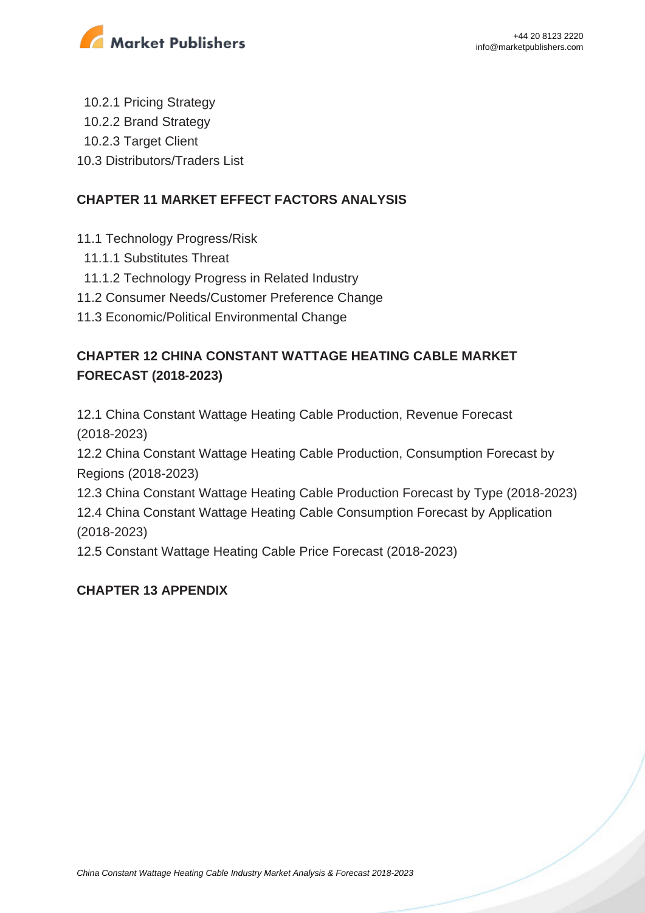10.2.1 Pricing Strategy
10.2.2 Brand Strategy
10.2.3 Target Client
10.3 Distributors/Traders List

**CHAPTER 11 MARKET EFFECT FACTORS ANALYSIS**

11.1 Technology Progress/Risk
11.1.1 Substitutes Threat
11.1.2 Technology Progress in Related Industry
11.2 Consumer Needs/Customer Preference Change
11.3 Economic/Political Environmental Change

**CHAPTER 12 CHINA CONSTANT WATTAGE HEATING CABLE MARKET FORECAST (2018-2023)**

12.1 China Constant Wattage Heating Cable Production, Revenue Forecast (2018-2023)
12.2 China Constant Wattage Heating Cable Production, Consumption Forecast by Regions (2018-2023)
12.3 China Constant Wattage Heating Cable Production Forecast by Type (2018-2023)
12.4 China Constant Wattage Heating Cable Consumption Forecast by Application (2018-2023)
12.5 Constant Wattage Heating Cable Price Forecast (2018-2023)

**CHAPTER 13 APPENDIX**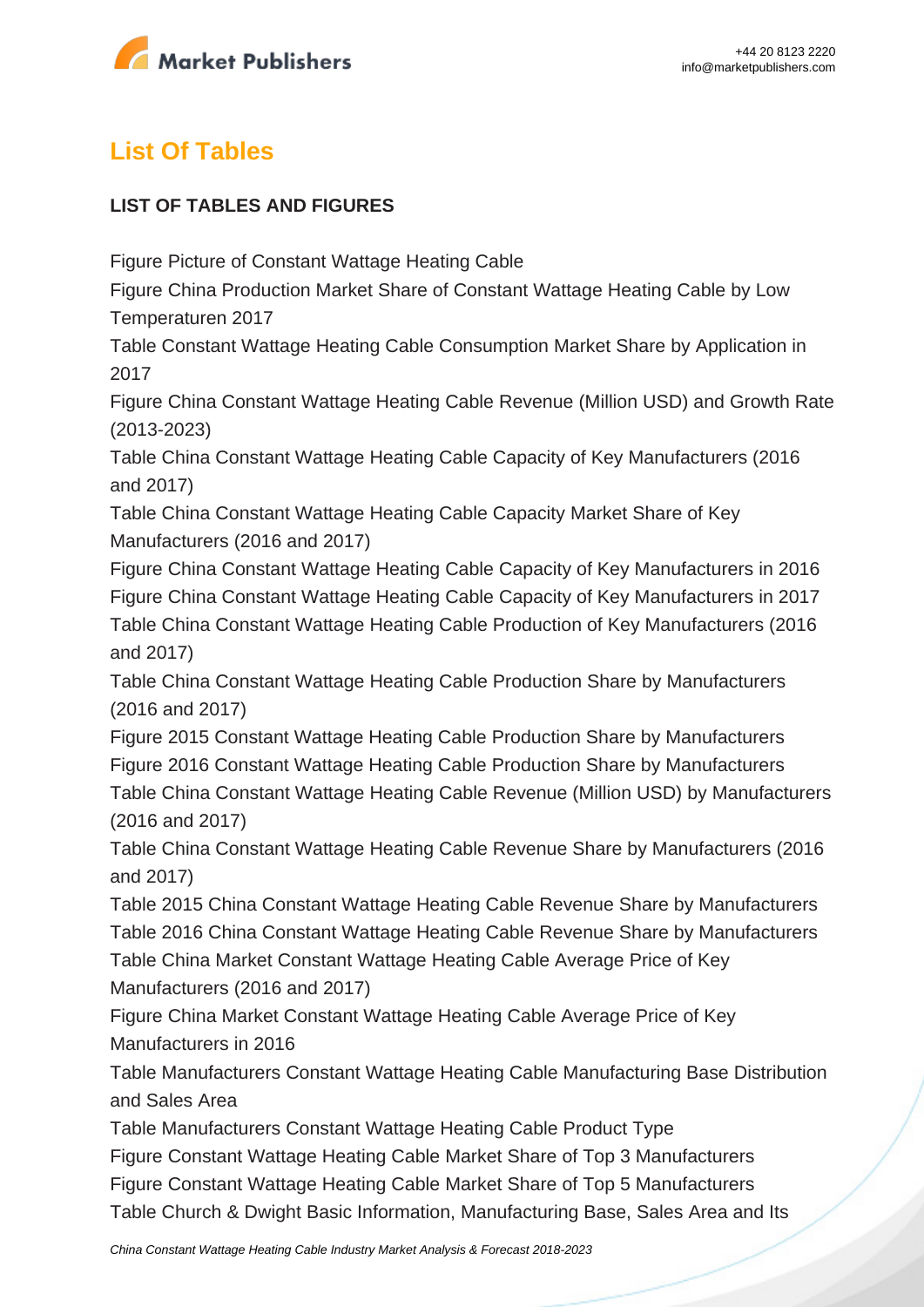## List Of Tables

**LIST OF TABLES AND FIGURES**

Figure Picture of Constant Wattage Heating Cable
Figure China Production Market Share of Constant Wattage Heating Cable by Low Temperaturen 2017
Table Constant Wattage Heating Cable Consumption Market Share by Application in 2017
Figure China Constant Wattage Heating Cable Revenue (Million USD) and Growth Rate (2013-2023)
Table China Constant Wattage Heating Cable Capacity of Key Manufacturers (2016 and 2017)
Table China Constant Wattage Heating Cable Capacity Market Share of Key Manufacturers (2016 and 2017)
Figure China Constant Wattage Heating Cable Capacity of Key Manufacturers in 2016
Figure China Constant Wattage Heating Cable Capacity of Key Manufacturers in 2017
Table China Constant Wattage Heating Cable Production of Key Manufacturers (2016 and 2017)
Table China Constant Wattage Heating Cable Production Share by Manufacturers (2016 and 2017)
Figure 2015 Constant Wattage Heating Cable Production Share by Manufacturers
Figure 2016 Constant Wattage Heating Cable Production Share by Manufacturers
Table China Constant Wattage Heating Cable Revenue (Million USD) by Manufacturers (2016 and 2017)
Table China Constant Wattage Heating Cable Revenue Share by Manufacturers (2016 and 2017)
Table 2015 China Constant Wattage Heating Cable Revenue Share by Manufacturers
Table 2016 China Constant Wattage Heating Cable Revenue Share by Manufacturers
Table China Market Constant Wattage Heating Cable Average Price of Key Manufacturers (2016 and 2017)
Figure China Market Constant Wattage Heating Cable Average Price of Key Manufacturers in 2016
Table Manufacturers Constant Wattage Heating Cable Manufacturing Base Distribution and Sales Area
Table Manufacturers Constant Wattage Heating Cable Product Type
Figure Constant Wattage Heating Cable Market Share of Top 3 Manufacturers
Figure Constant Wattage Heating Cable Market Share of Top 5 Manufacturers
Table Church & Dwight Basic Information, Manufacturing Base, Sales Area and Its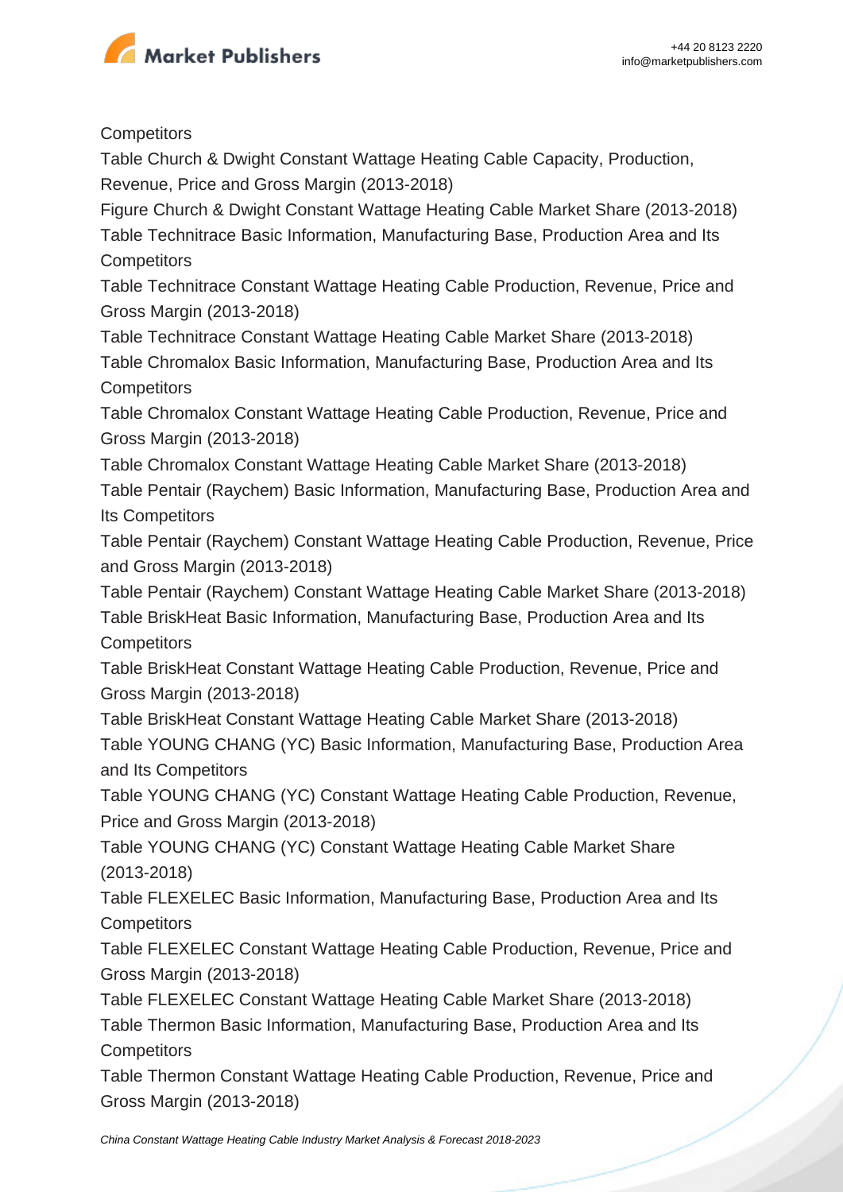Competitors

Table Church & Dwight Constant Wattage Heating Cable Capacity, Production, Revenue, Price and Gross Margin (2013-2018)

Figure Church & Dwight Constant Wattage Heating Cable Market Share (2013-2018)

Table Technitrace Basic Information, Manufacturing Base, Production Area and Its Competitors

Table Technitrace Constant Wattage Heating Cable Production, Revenue, Price and Gross Margin (2013-2018)

Table Technitrace Constant Wattage Heating Cable Market Share (2013-2018)

Table Chromalox Basic Information, Manufacturing Base, Production Area and Its Competitors

Table Chromalox Constant Wattage Heating Cable Production, Revenue, Price and Gross Margin (2013-2018)

Table Chromalox Constant Wattage Heating Cable Market Share (2013-2018)

Table Pentair (Raychem) Basic Information, Manufacturing Base, Production Area and Its Competitors

Table Pentair (Raychem) Constant Wattage Heating Cable Production, Revenue, Price and Gross Margin (2013-2018)

Table Pentair (Raychem) Constant Wattage Heating Cable Market Share (2013-2018)

Table BriskHeat Basic Information, Manufacturing Base, Production Area and Its Competitors

Table BriskHeat Constant Wattage Heating Cable Production, Revenue, Price and Gross Margin (2013-2018)

Table BriskHeat Constant Wattage Heating Cable Market Share (2013-2018)

Table YOUNG CHANG (YC) Basic Information, Manufacturing Base, Production Area and Its Competitors

Table YOUNG CHANG (YC) Constant Wattage Heating Cable Production, Revenue, Price and Gross Margin (2013-2018)

Table YOUNG CHANG (YC) Constant Wattage Heating Cable Market Share (2013-2018)

Table FLEXELEC Basic Information, Manufacturing Base, Production Area and Its Competitors

Table FLEXELEC Constant Wattage Heating Cable Production, Revenue, Price and Gross Margin (2013-2018)

Table FLEXELEC Constant Wattage Heating Cable Market Share (2013-2018)

Table Thermon Basic Information, Manufacturing Base, Production Area and Its Competitors

Table Thermon Constant Wattage Heating Cable Production, Revenue, Price and Gross Margin (2013-2018)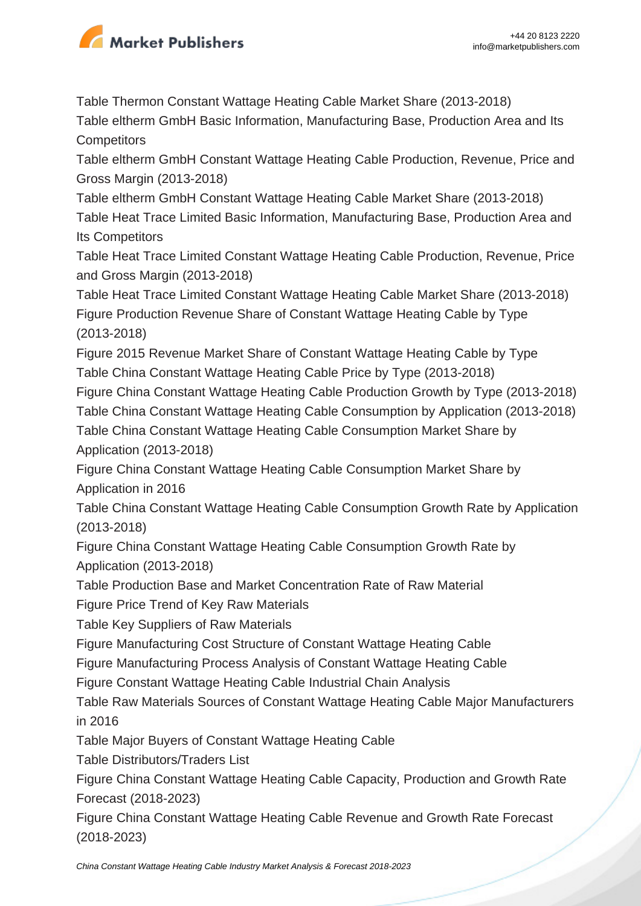Table Thermon Constant Wattage Heating Cable Market Share (2013-2018)
Table eltherm GmbH Basic Information, Manufacturing Base, Production Area and Its Competitors
Table eltherm GmbH Constant Wattage Heating Cable Production, Revenue, Price and Gross Margin (2013-2018)
Table eltherm GmbH Constant Wattage Heating Cable Market Share (2013-2018)
Table Heat Trace Limited Basic Information, Manufacturing Base, Production Area and Its Competitors
Table Heat Trace Limited Constant Wattage Heating Cable Production, Revenue, Price and Gross Margin (2013-2018)
Table Heat Trace Limited Constant Wattage Heating Cable Market Share (2013-2018)
Figure Production Revenue Share of Constant Wattage Heating Cable by Type (2013-2018)
Figure 2015 Revenue Market Share of Constant Wattage Heating Cable by Type
Table China Constant Wattage Heating Cable Price by Type (2013-2018)
Figure China Constant Wattage Heating Cable Production Growth by Type (2013-2018)
Table China Constant Wattage Heating Cable Consumption by Application (2013-2018)
Table China Constant Wattage Heating Cable Consumption Market Share by Application (2013-2018)
Figure China Constant Wattage Heating Cable Consumption Market Share by Application in 2016
Table China Constant Wattage Heating Cable Consumption Growth Rate by Application (2013-2018)
Figure China Constant Wattage Heating Cable Consumption Growth Rate by Application (2013-2018)
Table Production Base and Market Concentration Rate of Raw Material
Figure Price Trend of Key Raw Materials
Table Key Suppliers of Raw Materials
Figure Manufacturing Cost Structure of Constant Wattage Heating Cable
Figure Manufacturing Process Analysis of Constant Wattage Heating Cable
Figure Constant Wattage Heating Cable Industrial Chain Analysis
Table Raw Materials Sources of Constant Wattage Heating Cable Major Manufacturers in 2016
Table Major Buyers of Constant Wattage Heating Cable
Table Distributors/Traders List
Figure China Constant Wattage Heating Cable Capacity, Production and Growth Rate Forecast (2018-2023)
Figure China Constant Wattage Heating Cable Revenue and Growth Rate Forecast (2018-2023)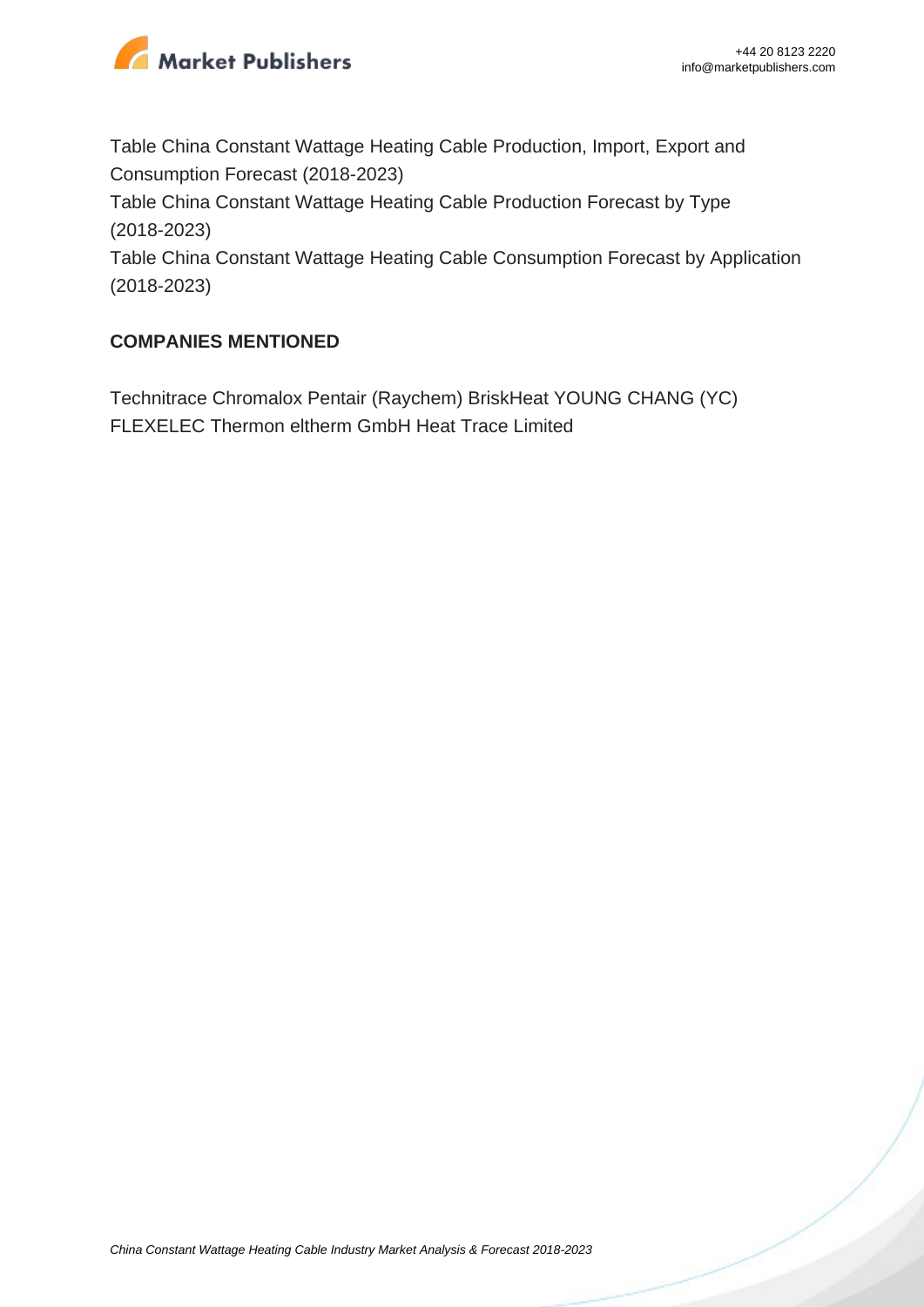Table China Constant Wattage Heating Cable Production, Import, Export and Consumption Forecast (2018-2023)

Table China Constant Wattage Heating Cable Production Forecast by Type (2018-2023)

Table China Constant Wattage Heating Cable Consumption Forecast by Application (2018-2023)

## COMPANIES MENTIONED

Technitrace Chromalox Pentair (Raychem) BriskHeat YOUNG CHANG (YC) FLEXELEC Thermon eltherm GmbH Heat Trace Limited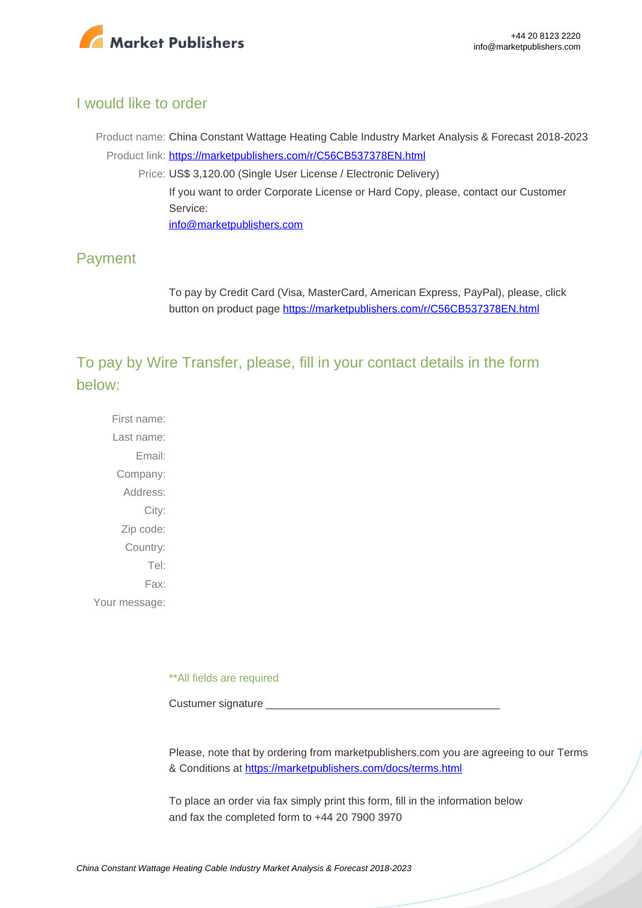## I would like to order

Product name: China Constant Wattage Heating Cable Industry Market Analysis & Forecast 2018-2023

Product link: [https://marketpublishers.com/r/C56CB537378EN.html](https://marketpublishers.com/r/C56CB537378EN.html)

Price: US$ 3,120.00 (Single User License / Electronic Delivery)

If you want to order Corporate License or Hard Copy, please, contact our Customer Service:

[info@marketpublishers.com](mailto:info@marketpublishers.com)

## Payment

To pay by Credit Card (Visa, MasterCard, American Express, PayPal), please, click button on product page [https://marketpublishers.com/r/C56CB537378EN.html](https://marketpublishers.com/r/C56CB537378EN.html)

## To pay by Wire Transfer, please, fill in your contact details in the form below:

First name:

Last name:

Email:

Company:

Address:

City:

Zip code:

Country:

Tel:

Fax:

Your message:

**All fields are required

Custumer signature _______________________________________

Please, note that by ordering from marketpublishers.com you are agreeing to our Terms & Conditions at [https://marketpublishers.com/docs/terms.html](https://marketpublishers.com/docs/terms.html)

To place an order via fax simply print this form, fill in the information below and fax the completed form to +44 20 7900 3970